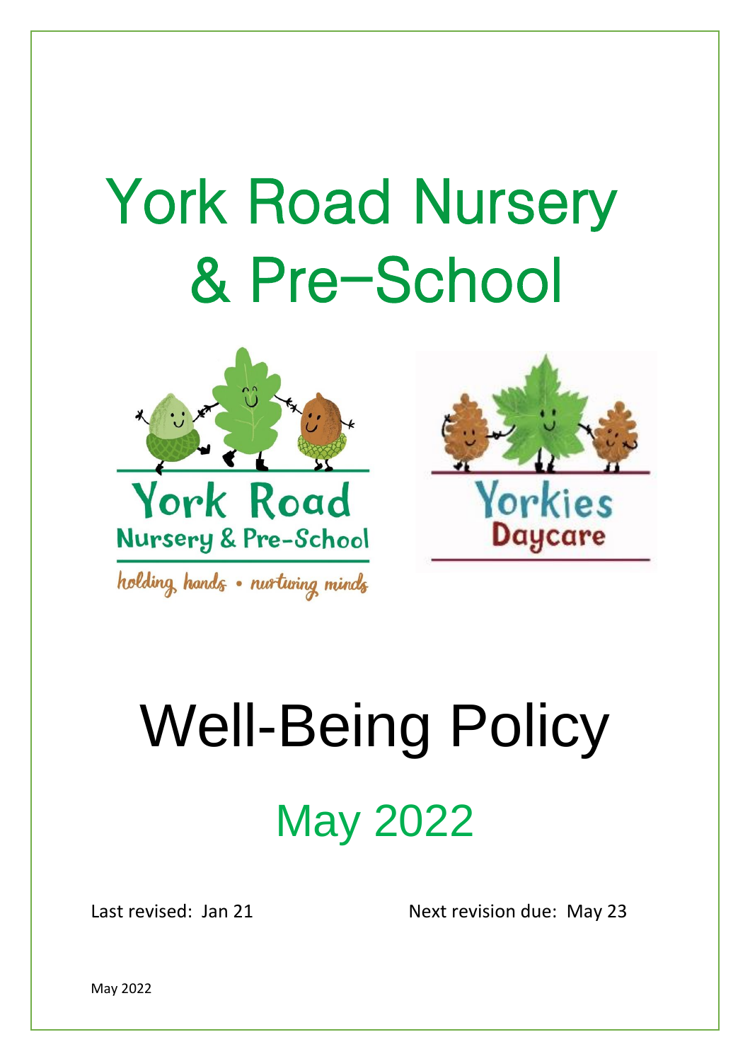# York Road Nursery & Pre-School

York Road Nursery & Pre-School

holding hands • nurturing minds

Yorkies Daycare

# Well-Being Policy

## May 2022

Last revised: Jan 21 Next revision due: May 23

May 2022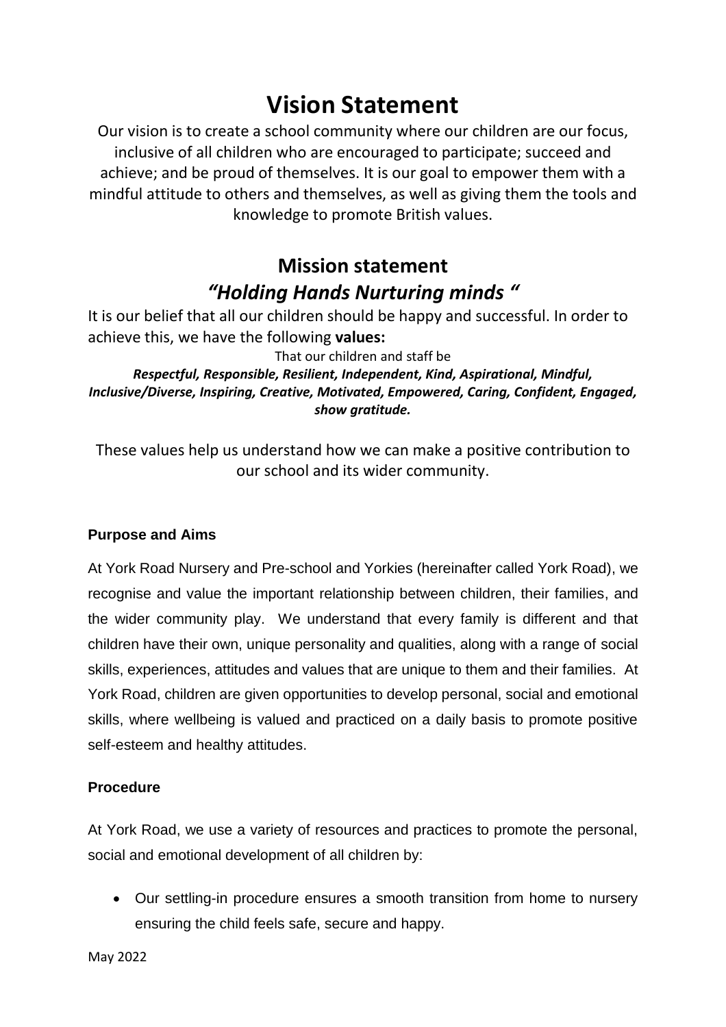# Vision Statement

Our vision is to create a school community where our children are our focus, inclusive of all children who are encouraged to participate; succeed and achieve; and be proud of themselves. It is our goal to empower them with a mindful attitude to others and themselves, as well as giving them the tools and knowledge to promote British values.

## Mission statement

## *"Holding Hands Nurturing minds "*

It is our belief that all our children should be happy and successful. In order to achieve this, we have the following **values:**

That our children and staff be

***Respectful, Responsible, Resilient, Independent, Kind, Aspirational, Mindful, Inclusive/Diverse, Inspiring, Creative, Motivated, Empowered, Caring, Confident, Engaged, show gratitude.***

These values help us understand how we can make a positive contribution to our school and its wider community.

**Purpose and Aims**

At York Road Nursery and Pre-school and Yorkies (hereinafter called York Road), we recognise and value the important relationship between children, their families, and the wider community play. We understand that every family is different and that children have their own, unique personality and qualities, along with a range of social skills, experiences, attitudes and values that are unique to them and their families. At York Road, children are given opportunities to develop personal, social and emotional skills, where wellbeing is valued and practiced on a daily basis to promote positive self-esteem and healthy attitudes.

**Procedure**

At York Road, we use a variety of resources and practices to promote the personal, social and emotional development of all children by:

- Our settling-in procedure ensures a smooth transition from home to nursery ensuring the child feels safe, secure and happy.

May 2022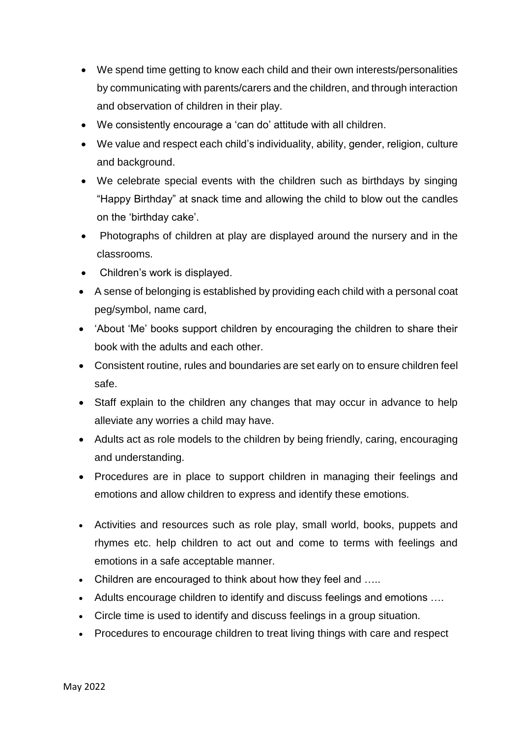- We spend time getting to know each child and their own interests/personalities by communicating with parents/carers and the children, and through interaction and observation of children in their play.
- We consistently encourage a 'can do' attitude with all children.
- We value and respect each child's individuality, ability, gender, religion, culture and background.
- We celebrate special events with the children such as birthdays by singing "Happy Birthday" at snack time and allowing the child to blow out the candles on the 'birthday cake'.
- Photographs of children at play are displayed around the nursery and in the classrooms.
- Children's work is displayed.
- A sense of belonging is established by providing each child with a personal coat peg/symbol, name card,
- 'About 'Me' books support children by encouraging the children to share their book with the adults and each other.
- Consistent routine, rules and boundaries are set early on to ensure children feel safe.
- Staff explain to the children any changes that may occur in advance to help alleviate any worries a child may have.
- Adults act as role models to the children by being friendly, caring, encouraging and understanding.
- Procedures are in place to support children in managing their feelings and emotions and allow children to express and identify these emotions.
- Activities and resources such as role play, small world, books, puppets and rhymes etc. help children to act out and come to terms with feelings and emotions in a safe acceptable manner.
- Children are encouraged to think about how they feel and …..
- Adults encourage children to identify and discuss feelings and emotions ….
- Circle time is used to identify and discuss feelings in a group situation.
- Procedures to encourage children to treat living things with care and respect

May 2022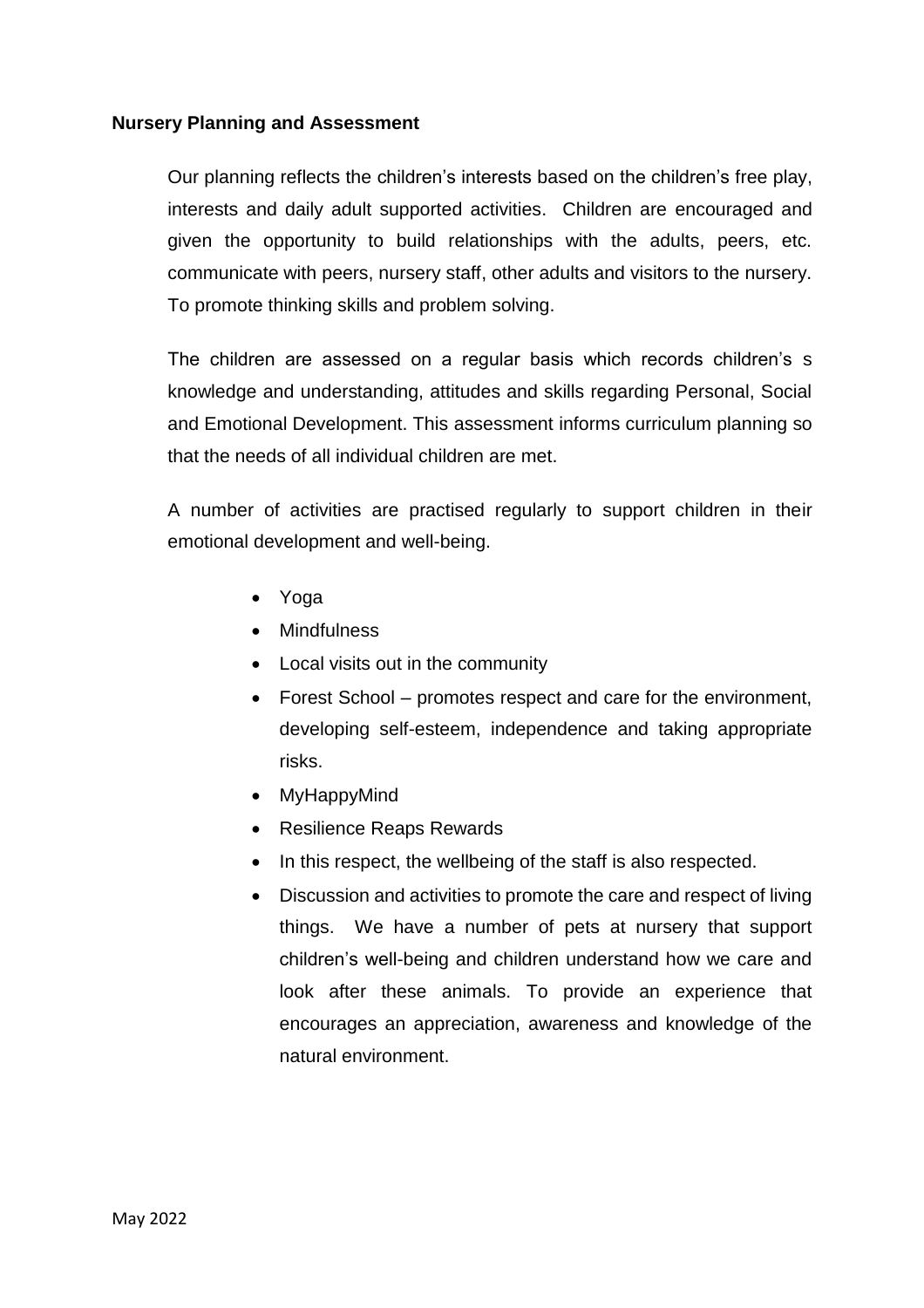**Nursery Planning and Assessment**

Our planning reflects the children's interests based on the children's free play, interests and daily adult supported activities. Children are encouraged and given the opportunity to build relationships with the adults, peers, etc. communicate with peers, nursery staff, other adults and visitors to the nursery. To promote thinking skills and problem solving.

The children are assessed on a regular basis which records children's s knowledge and understanding, attitudes and skills regarding Personal, Social and Emotional Development. This assessment informs curriculum planning so that the needs of all individual children are met.

A number of activities are practised regularly to support children in their emotional development and well-being.

- Yoga
- Mindfulness
- Local visits out in the community
- Forest School – promotes respect and care for the environment, developing self-esteem, independence and taking appropriate risks.
- MyHappyMind
- Resilience Reaps Rewards
- In this respect, the wellbeing of the staff is also respected.
- Discussion and activities to promote the care and respect of living things. We have a number of pets at nursery that support children's well-being and children understand how we care and look after these animals. To provide an experience that encourages an appreciation, awareness and knowledge of the natural environment.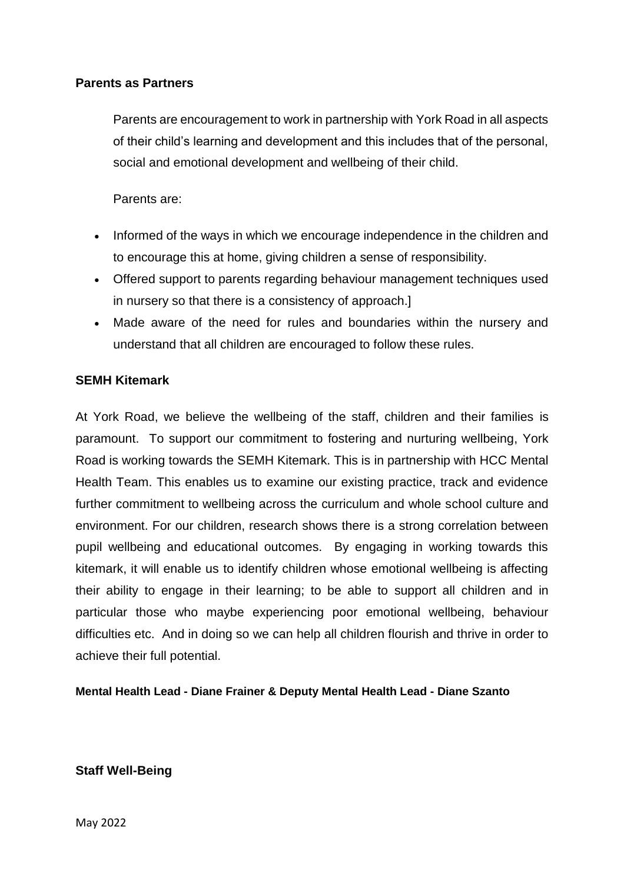**Parents as Partners**

Parents are encouragement to work in partnership with York Road in all aspects of their child's learning and development and this includes that of the personal, social and emotional development and wellbeing of their child.

Parents are:

- Informed of the ways in which we encourage independence in the children and to encourage this at home, giving children a sense of responsibility.
- Offered support to parents regarding behaviour management techniques used in nursery so that there is a consistency of approach.]
- Made aware of the need for rules and boundaries within the nursery and understand that all children are encouraged to follow these rules.

**SEMH Kitemark**

At York Road, we believe the wellbeing of the staff, children and their families is paramount. To support our commitment to fostering and nurturing wellbeing, York Road is working towards the SEMH Kitemark. This is in partnership with HCC Mental Health Team. This enables us to examine our existing practice, track and evidence further commitment to wellbeing across the curriculum and whole school culture and environment. For our children, research shows there is a strong correlation between pupil wellbeing and educational outcomes. By engaging in working towards this kitemark, it will enable us to identify children whose emotional wellbeing is affecting their ability to engage in their learning; to be able to support all children and in particular those who maybe experiencing poor emotional wellbeing, behaviour difficulties etc. And in doing so we can help all children flourish and thrive in order to achieve their full potential.

**Mental Health Lead - Diane Frainer & Deputy Mental Health Lead - Diane Szanto**

**Staff Well-Being**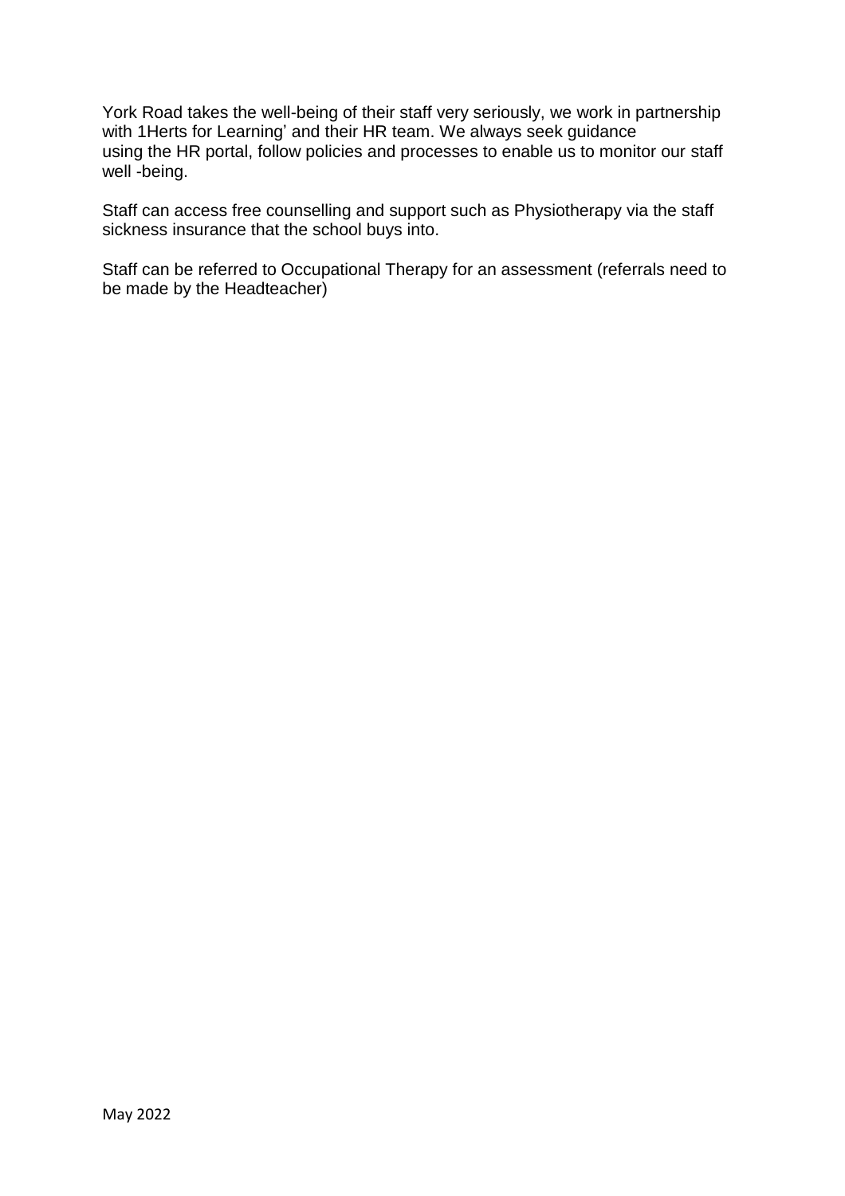York Road takes the well-being of their staff very seriously, we work in partnership with 1Herts for Learning' and their HR team. We always seek guidance using the HR portal, follow policies and processes to enable us to monitor our staff well -being.

Staff can access free counselling and support such as Physiotherapy via the staff sickness insurance that the school buys into.

Staff can be referred to Occupational Therapy for an assessment (referrals need to be made by the Headteacher)

May 2022